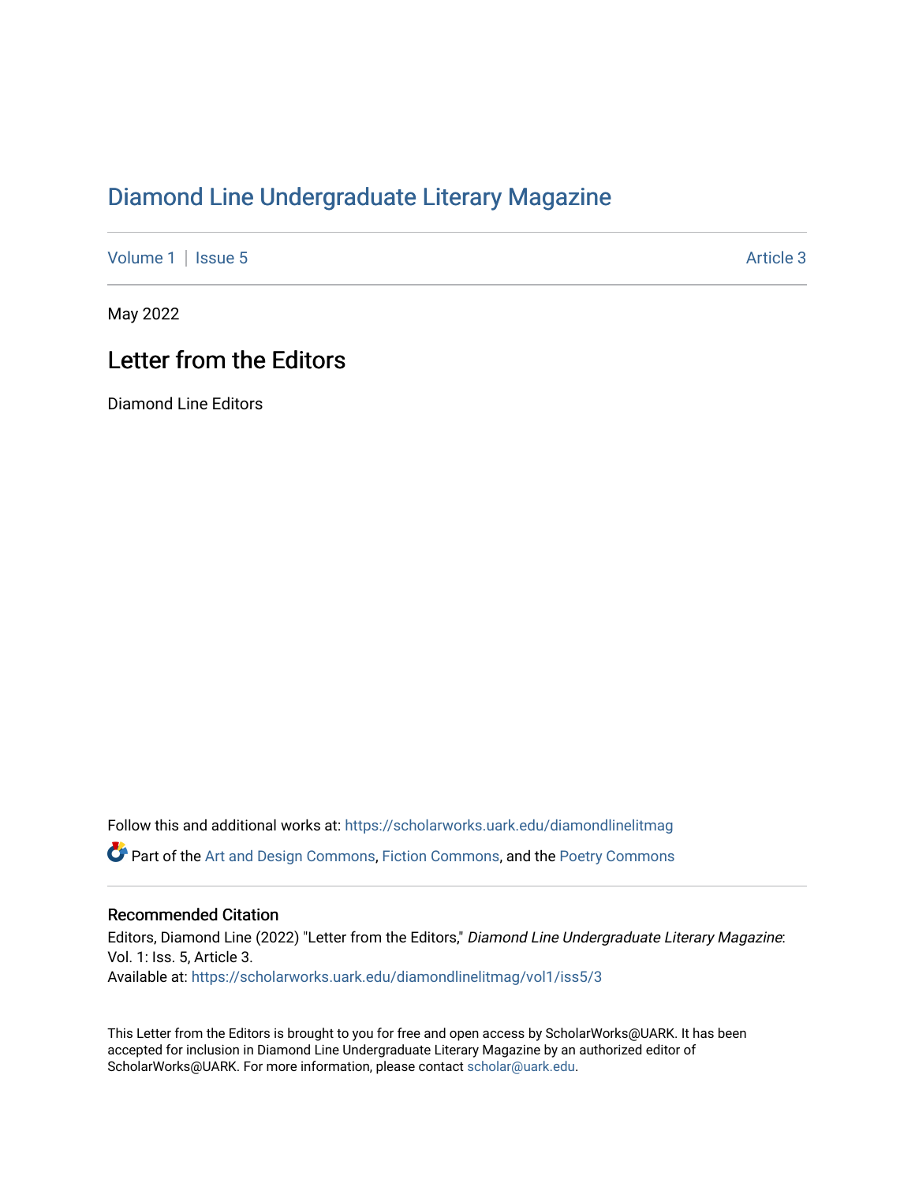# Diamond Line Undergraduate Literary Magazine

Volume 1 | Issue 5 Article 3

May 2022

## Letter from the Editors

Diamond Line Editors

Follow this and additional works at: https://scholarworks.uark.edu/diamondlinelitmag

Part of the Art and Design Commons, Fiction Commons, and the Poetry Commons

### Recommended Citation

Editors, Diamond Line (2022) "Letter from the Editors," *Diamond Line Undergraduate Literary Magazine*: Vol. 1: Iss. 5, Article 3.
Available at: https://scholarworks.uark.edu/diamondlinelitmag/vol1/iss5/3

This Letter from the Editors is brought to you for free and open access by ScholarWorks@UARK. It has been accepted for inclusion in Diamond Line Undergraduate Literary Magazine by an authorized editor of ScholarWorks@UARK. For more information, please contact scholar@uark.edu.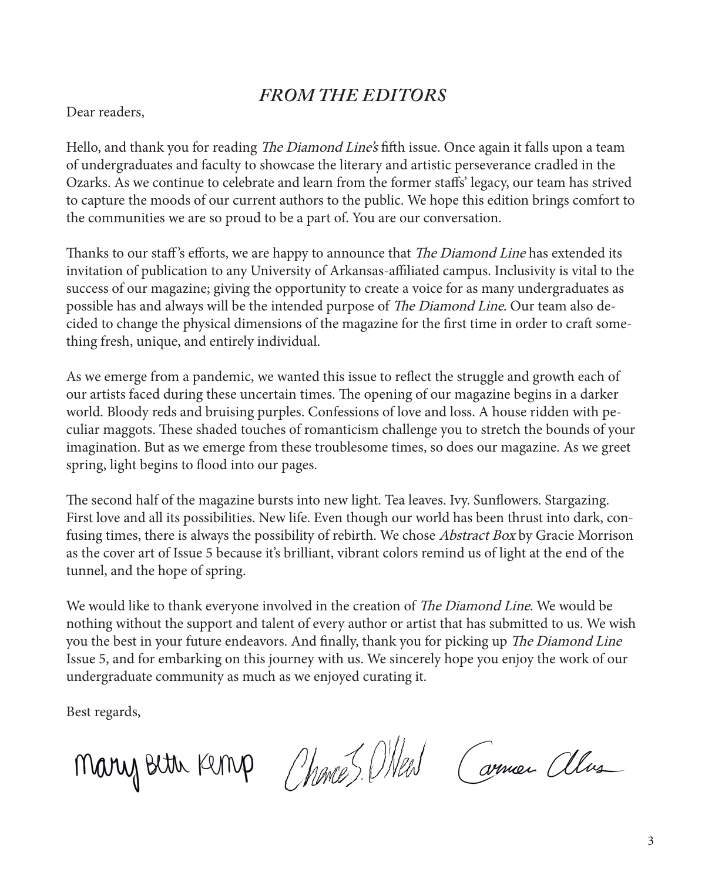## *FROM THE EDITORS*

Dear readers,

Hello, and thank you for reading *The Diamond Line's* fifth issue. Once again it falls upon a team of undergraduates and faculty to showcase the literary and artistic perseverance cradled in the Ozarks. As we continue to celebrate and learn from the former staffs' legacy, our team has strived to capture the moods of our current authors to the public. We hope this edition brings comfort to the communities we are so proud to be a part of. You are our conversation.

Thanks to our staff's efforts, we are happy to announce that *The Diamond Line* has extended its invitation of publication to any University of Arkansas-affiliated campus. Inclusivity is vital to the success of our magazine; giving the opportunity to create a voice for as many undergraduates as possible has and always will be the intended purpose of *The Diamond Line*. Our team also decided to change the physical dimensions of the magazine for the first time in order to craft something fresh, unique, and entirely individual.

As we emerge from a pandemic, we wanted this issue to reflect the struggle and growth each of our artists faced during these uncertain times. The opening of our magazine begins in a darker world. Bloody reds and bruising purples. Confessions of love and loss. A house ridden with peculiar maggots. These shaded touches of romanticism challenge you to stretch the bounds of your imagination. But as we emerge from these troublesome times, so does our magazine. As we greet spring, light begins to flood into our pages.

The second half of the magazine bursts into new light. Tea leaves. Ivy. Sunflowers. Stargazing. First love and all its possibilities. New life. Even though our world has been thrust into dark, confusing times, there is always the possibility of rebirth. We chose *Abstract Box* by Gracie Morrison as the cover art of Issue 5 because it's brilliant, vibrant colors remind us of light at the end of the tunnel, and the hope of spring.

We would like to thank everyone involved in the creation of *The Diamond Line*. We would be nothing without the support and talent of every author or artist that has submitted to us. We wish you the best in your future endeavors. And finally, thank you for picking up *The Diamond Line* Issue 5, and for embarking on this journey with us. We sincerely hope you enjoy the work of our undergraduate community as much as we enjoyed curating it.

Best regards,

Mary Beth Kemp   Chance S. O'Neal   Carmen Alus